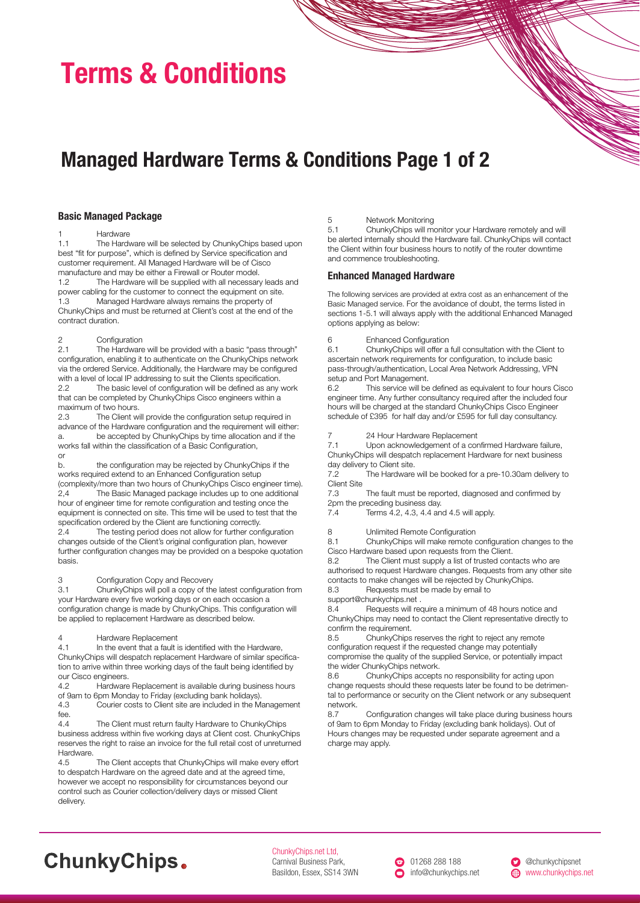# Terms & Conditions

## Managed Hardware Terms & Conditions Page 1 of 2

### Basic Managed Package

1 Hardware

1.1 The Hardware will be selected by ChunkyChips based upon best "fit for purpose", which is defined by Service specification and customer requirement. All Managed Hardware will be of Cisco manufacture and may be either a Firewall or Router model.

1.2 The Hardware will be supplied with all necessary leads and power cabling for the customer to connect the equipment on site.

1.3 Managed Hardware always remains the property of ChunkyChips and must be returned at Client's cost at the end of the contract duration.

2 Configuration

2.1 The Hardware will be provided with a basic "pass through" configuration, enabling it to authenticate on the ChunkyChips network via the ordered Service. Additionally, the Hardware may be configured with a level of local IP addressing to suit the Clients specification.

2.2 The basic level of configuration will be defined as any work that can be completed by ChunkyChips Cisco engineers within a maximum of two hours.

2.3 The Client will provide the configuration setup required in advance of the Hardware configuration and the requirement will either:

a. be accepted by ChunkyChips by time allocation and if the works fall within the classification of a Basic Configuration,

or

b. the configuration may be rejected by ChunkyChips if the works required extend to an Enhanced Configuration setup (complexity/more than two hours of ChunkyChips Cisco engineer time).

2,4 The Basic Managed package includes up to one additional hour of engineer time for remote configuration and testing once the equipment is connected on site. This time will be used to test that the specification ordered by the Client are functioning correctly.

2.4 The testing period does not allow for further configuration changes outside of the Client's original configuration plan, however further configuration changes may be provided on a bespoke quotation basis.

3 Configuration Copy and Recovery

3.1 ChunkyChips will poll a copy of the latest configuration from your Hardware every five working days or on each occasion a configuration change is made by ChunkyChips. This configuration will be applied to replacement Hardware as described below.

4 Hardware Replacement

4.1 In the event that a fault is identified with the Hardware, ChunkyChips will despatch replacement Hardware of similar specification to arrive within three working days of the fault being identified by our Cisco engineers.

4.2 Hardware Replacement is available during business hours of 9am to 6pm Monday to Friday (excluding bank holidays).

4.3 Courier costs to Client site are included in the Management fee.

4.4 The Client must return faulty Hardware to ChunkyChips business address within five working days at Client cost. ChunkyChips reserves the right to raise an invoice for the full retail cost of unreturned Hardware.

4.5 The Client accepts that ChunkyChips will make every effort to despatch Hardware on the agreed date and at the agreed time, however we accept no responsibility for circumstances beyond our control such as Courier collection/delivery days or missed Client delivery.

5 Network Monitoring

5.1 ChunkyChips will monitor your Hardware remotely and will be alerted internally should the Hardware fail. ChunkyChips will contact the Client within four business hours to notify of the router downtime and commence troubleshooting.

### Enhanced Managed Hardware

The following services are provided at extra cost as an enhancement of the Basic Managed service. For the avoidance of doubt, the terms listed in sections 1-5.1 will always apply with the additional Enhanced Managed options applying as below:

6 Enhanced Configuration

6.1 ChunkyChips will offer a full consultation with the Client to ascertain network requirements for configuration, to include basic pass-through/authentication, Local Area Network Addressing, VPN setup and Port Management.

6.2 This service will be defined as equivalent to four hours Cisco engineer time. Any further consultancy required after the included four hours will be charged at the standard ChunkyChips Cisco Engineer schedule of £395 for half day and/or £595 for full day consultancy.

7 24 Hour Hardware Replacement

7.1 Upon acknowledgement of a confirmed Hardware failure, ChunkyChips will despatch replacement Hardware for next business day delivery to Client site.

7.2 The Hardware will be booked for a pre-10.30am delivery to Client Site

7.3 The fault must be reported, diagnosed and confirmed by 2pm the preceding business day.

7.4 Terms 4.2, 4.3, 4.4 and 4.5 will apply.

8 Unlimited Remote Configuration

8.1 ChunkyChips will make remote configuration changes to the Cisco Hardware based upon requests from the Client.

8.2 The Client must supply a list of trusted contacts who are authorised to request Hardware changes. Requests from any other site contacts to make changes will be rejected by ChunkyChips.

8.3 Requests must be made by email to support@chunkychips.net .

8.4 Requests will require a minimum of 48 hours notice and ChunkyChips may need to contact the Client representative directly to confirm the requirement.

8.5 ChunkyChips reserves the right to reject any remote configuration request if the requested change may potentially compromise the quality of the supplied Service, or potentially impact the wider ChunkyChips network.

8.6 ChunkyChips accepts no responsibility for acting upon change requests should these requests later be found to be detrimental to performance or security on the Client network or any subsequent network.

8.7 Configuration changes will take place during business hours of 9am to 6pm Monday to Friday (excluding bank holidays). Out of Hours changes may be requested under separate agreement and a charge may apply.

ChunkyChips

ChunkyChips.net Ltd,
Carnival Business Park,
Basildon, Essex, SS14 3WN

01268 288 188
info@chunkychips.net

@chunkychipsnet
www.chunkychips.net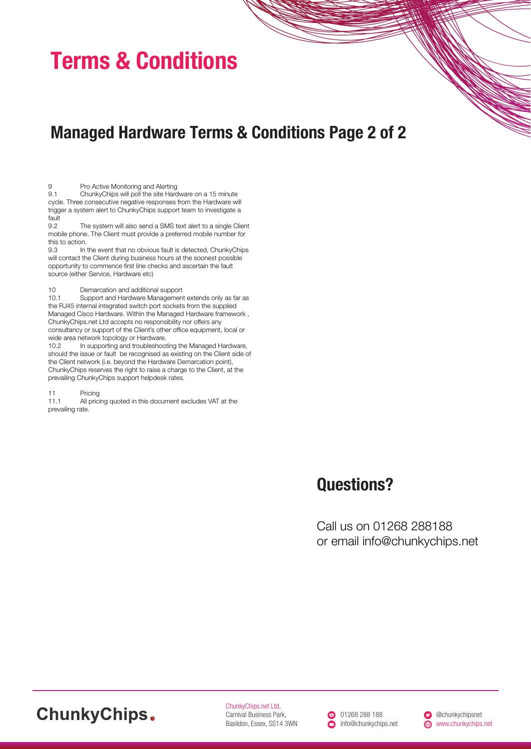# Terms & Conditions

## Managed Hardware Terms & Conditions Page 2 of 2

9 Pro Active Monitoring and Alerting

9.1 ChunkyChips will poll the site Hardware on a 15 minute cycle. Three consecutive negative responses from the Hardware will trigger a system alert to ChunkyChips support team to investigate a fault

9.2 The system will also send a SMS text alert to a single Client mobile phone. The Client must provide a preferred mobile number for this to action.

9.3 In the event that no obvious fault is detected, ChunkyChips will contact the Client during business hours at the soonest possible opportunity to commence first line checks and ascertain the fault source (either Service, Hardware etc)

10 Demarcation and additional support

10.1 Support and Hardware Management extends only as far as the RJ45 internal integrated switch port sockets from the supplied Managed Cisco Hardware. Within the Managed Hardware framework , ChunkyChips.net Ltd accepts no responsibility nor offers any consultancy or support of the Client's other office equipment, local or wide area network topology or Hardware.

10.2 In supporting and troubleshooting the Managed Hardware, should the issue or fault be recognised as existing on the Client side of the Client network (i.e. beyond the Hardware Demarcation point), ChunkyChips reserves the right to raise a charge to the Client, at the prevailing ChunkyChips support helpdesk rates.

11 Pricing

11.1 All pricing quoted in this document excludes VAT at the prevailing rate.

## Questions?

Call us on 01268 288188
or email info@chunkychips.net

ChunkyChips.

ChunkyChips.net Ltd,
Carnival Business Park,
Basildon, Essex, SS14 3WN

01268 288 188
info@chunkychips.net

@chunkychipsnet
www.chunkychips.net